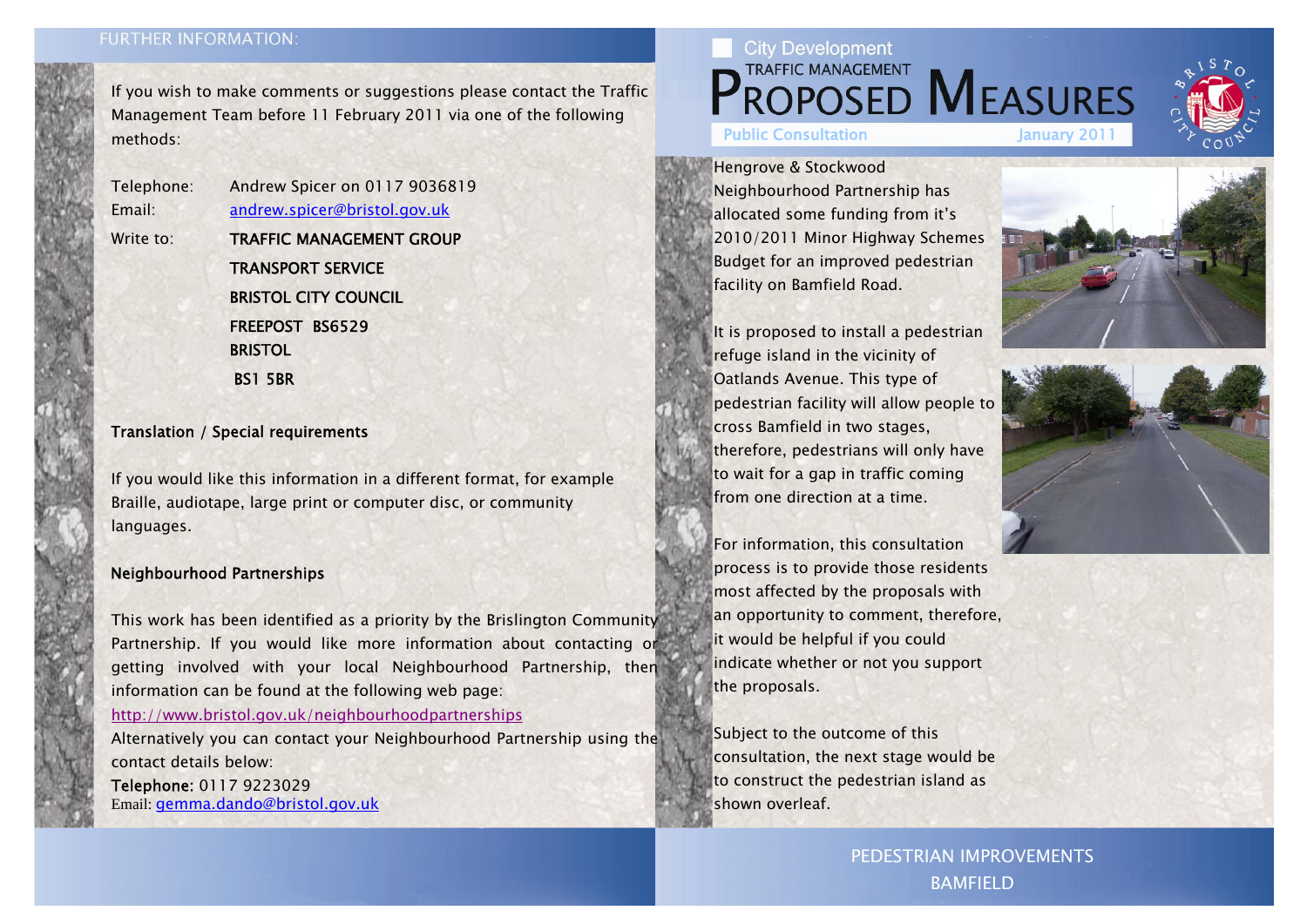## FURTHER INFORMATION:

If you wish to make comments or suggestions please contact the Traffic Management Team before 11 February 2011 via one of the following methods:

Telephone: Andrew Spicer on 0117 9036819

Email: andrew.spicer@bristol.gov.uk

Write to: TRAFFIC MANAGEMENT GROUP
TRANSPORT SERVICE
BRISTOL CITY COUNCIL
FREEPOST BS6529
BRISTOL
BS1 5BR

**Translation / Special requirements**

If you would like this information in a different format, for example Braille, audiotape, large print or computer disc, or community languages.

**Neighbourhood Partnerships**

This work has been identified as a priority by the Brislington Community Partnership. If you would like more information about contacting or getting involved with your local Neighbourhood Partnership, then information can be found at the following web page:

http://www.bristol.gov.uk/neighbourhoodpartnerships

Alternatively you can contact your Neighbourhood Partnership using the contact details below:

Telephone: 0117 9223029

Email: gemma.dando@bristol.gov.uk

City Development

TRAFFIC MANAGEMENT

# PROPOSED MEASURES

Public Consultation January 2011

Hengrove & Stockwood Neighbourhood Partnership has allocated some funding from it's 2010/2011 Minor Highway Schemes Budget for an improved pedestrian facility on Bamfield Road.

It is proposed to install a pedestrian refuge island in the vicinity of Oatlands Avenue. This type of pedestrian facility will allow people to cross Bamfield in two stages, therefore, pedestrians will only have to wait for a gap in traffic coming from one direction at a time.

For information, this consultation process is to provide those residents most affected by the proposals with an opportunity to comment, therefore, it would be helpful if you could indicate whether or not you support the proposals.

Subject to the outcome of this consultation, the next stage would be to construct the pedestrian island as shown overleaf.

PEDESTRIAN IMPROVEMENTS
BAMFIELD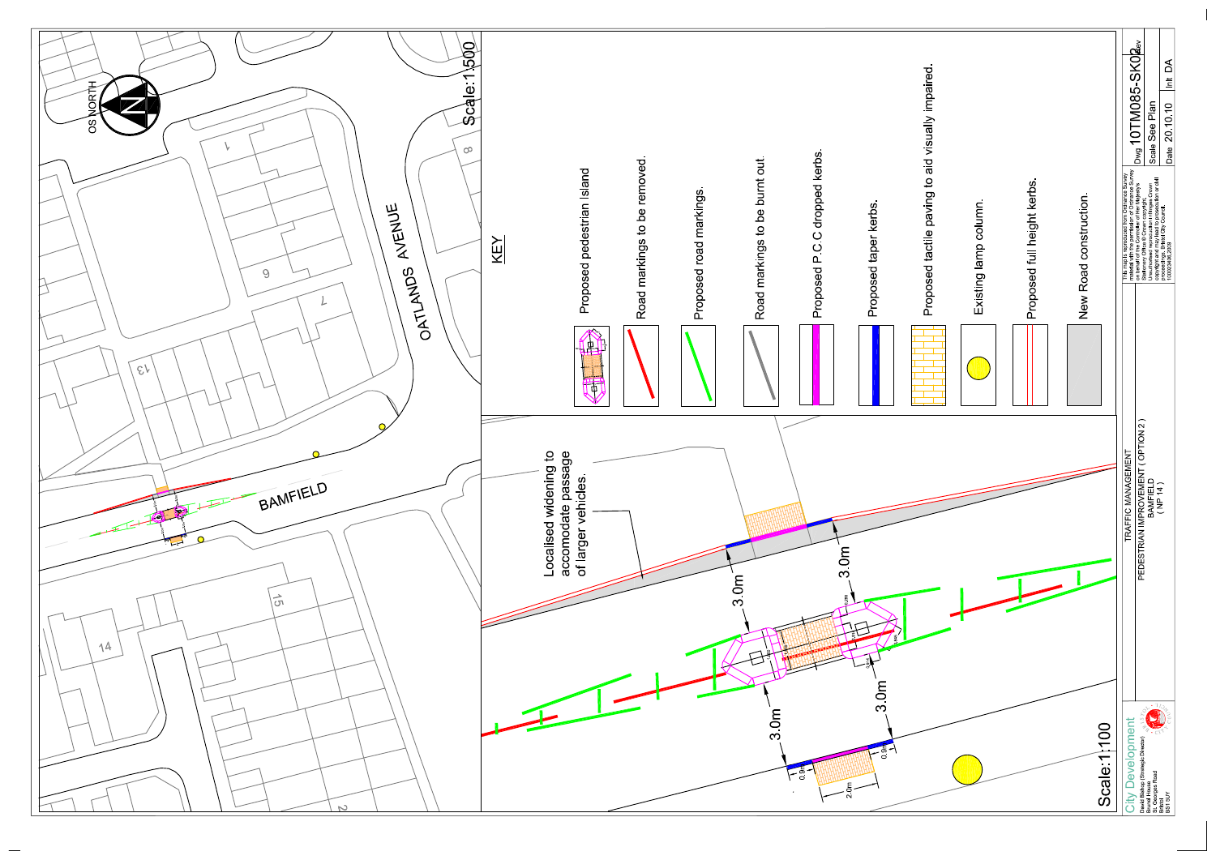OS NORTH

Scale:1:500

OATLANDS AVENUE

BAMFIELD

Localised widening to accomodate passage of larger vehicles.

3.0m

3.0m

3.0m

3.0m

0.9m

2.0m

0.9m

Scale:1:100

## KEY

- Proposed pedestrian Island
- Road markings to be removed.
- Proposed road markings.
- Road markings to be burnt out.
- Proposed P.C.C dropped kerbs.
- Proposed taper kerbs.
- Proposed tactile paving to aid visually impaired.
- Existing lamp column.
- Proposed full height kerbs.
- New Road construction.

City Development
David Bishop (Strategic Director)
Brunel House
St. Georges Road
Bristol
BS1 5UY

TRAFFIC MANAGEMENT
PEDESTRIAN IMPROVEMENT ( OPTION 2 )
BAMFIELD
( NP 14 )

This map is reproduced from Ordnance Survey material with the permission of Ordnance Survey on behalf of the Controller of Her Majesty's Stationery Office © Crown copyright. Unauthorised reproduction infringes Crown copyright and may lead to prosecution or civil proceedings. Bristol City Council. 100023406 2009

Dwg 10TM085-SK02 Rev

Scale See Plan

Date 20.10.10 | Init DA